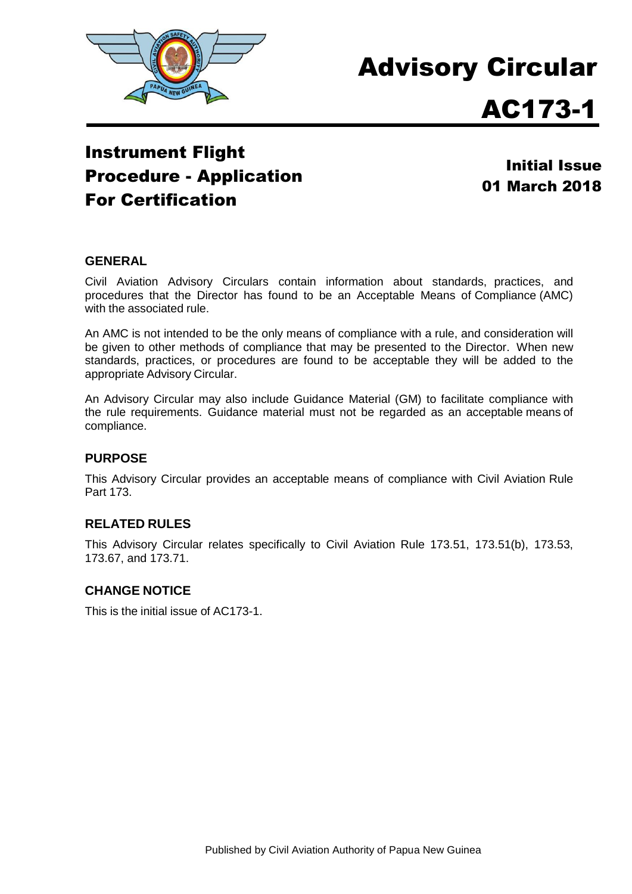# Advisory Circular

# AC173-1

## Instrument Flight Procedure - Application For Certification

**Initial Issue**
**01 March 2018**

### GENERAL

Civil Aviation Advisory Circulars contain information about standards, practices, and procedures that the Director has found to be an Acceptable Means of Compliance (AMC) with the associated rule.

An AMC is not intended to be the only means of compliance with a rule, and consideration will be given to other methods of compliance that may be presented to the Director. When new standards, practices, or procedures are found to be acceptable they will be added to the appropriate Advisory Circular.

An Advisory Circular may also include Guidance Material (GM) to facilitate compliance with the rule requirements. Guidance material must not be regarded as an acceptable means of compliance.

### PURPOSE

This Advisory Circular provides an acceptable means of compliance with Civil Aviation Rule Part 173.

### RELATED RULES

This Advisory Circular relates specifically to Civil Aviation Rule 173.51, 173.51(b), 173.53, 173.67, and 173.71.

### CHANGE NOTICE

This is the initial issue of AC173-1.

Published by Civil Aviation Authority of Papua New Guinea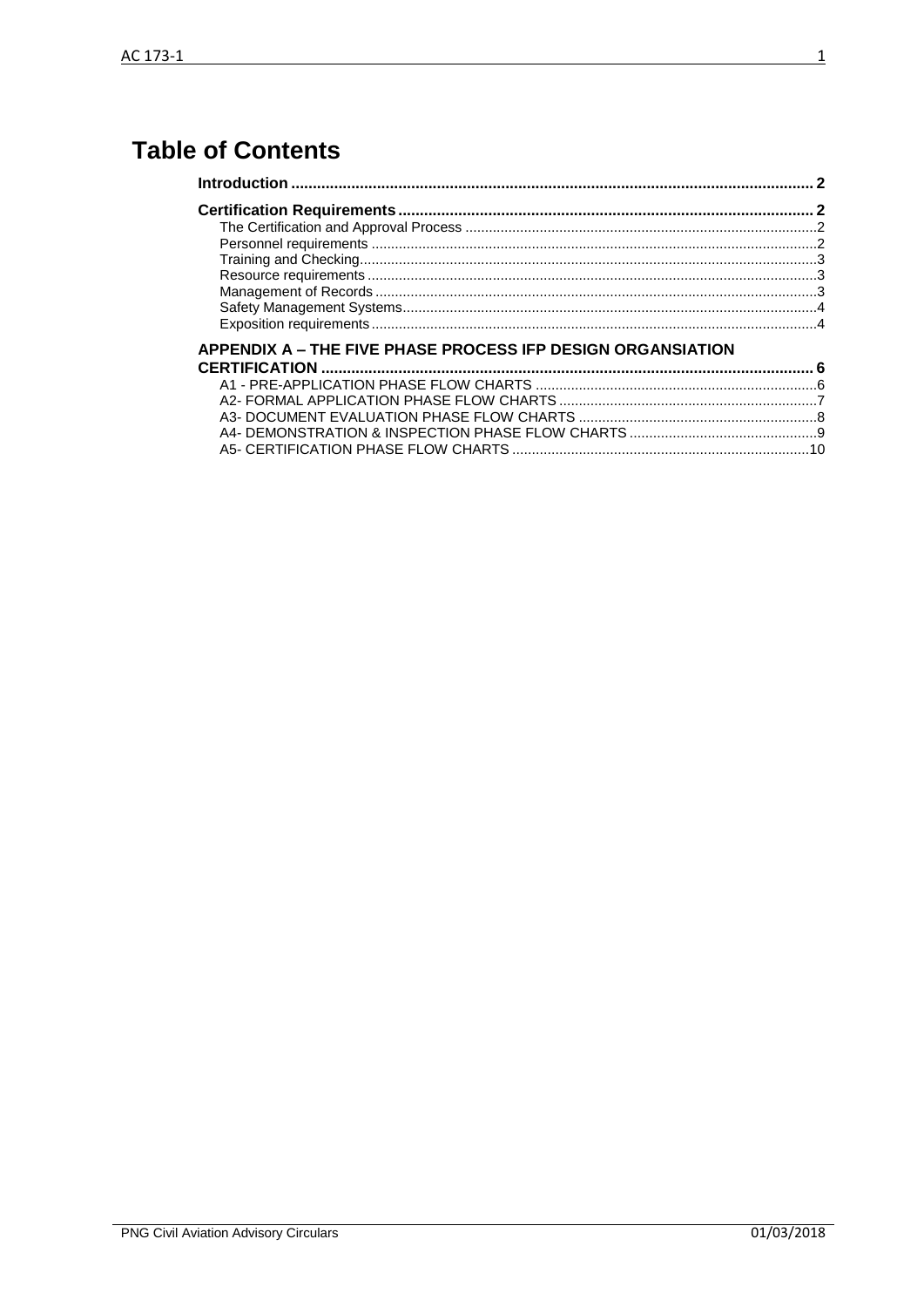# Table of Contents

**Introduction ........................................................................................................ 2**

**Certification Requirements ................................................................................ 2**

- The Certification and Approval Process ........................................................................2
- Personnel requirements ................................................................................................2
- Training and Checking...................................................................................................3
- Resource requirements .................................................................................................3
- Management of Records ...............................................................................................3
- Safety Management Systems.........................................................................................4
- Exposition requirements ................................................................................................4

**APPENDIX A – THE FIVE PHASE PROCESS IFP DESIGN ORGANSIATION CERTIFICATION ................................................................................................. 6**

- A1 - PRE-APPLICATION PHASE FLOW CHARTS .......................................................6
- A2- FORMAL APPLICATION PHASE FLOW CHARTS .................................................7
- A3- DOCUMENT EVALUATION PHASE FLOW CHARTS ............................................8
- A4- DEMONSTRATION & INSPECTION PHASE FLOW CHARTS ................................9
- A5- CERTIFICATION PHASE FLOW CHARTS ...........................................................10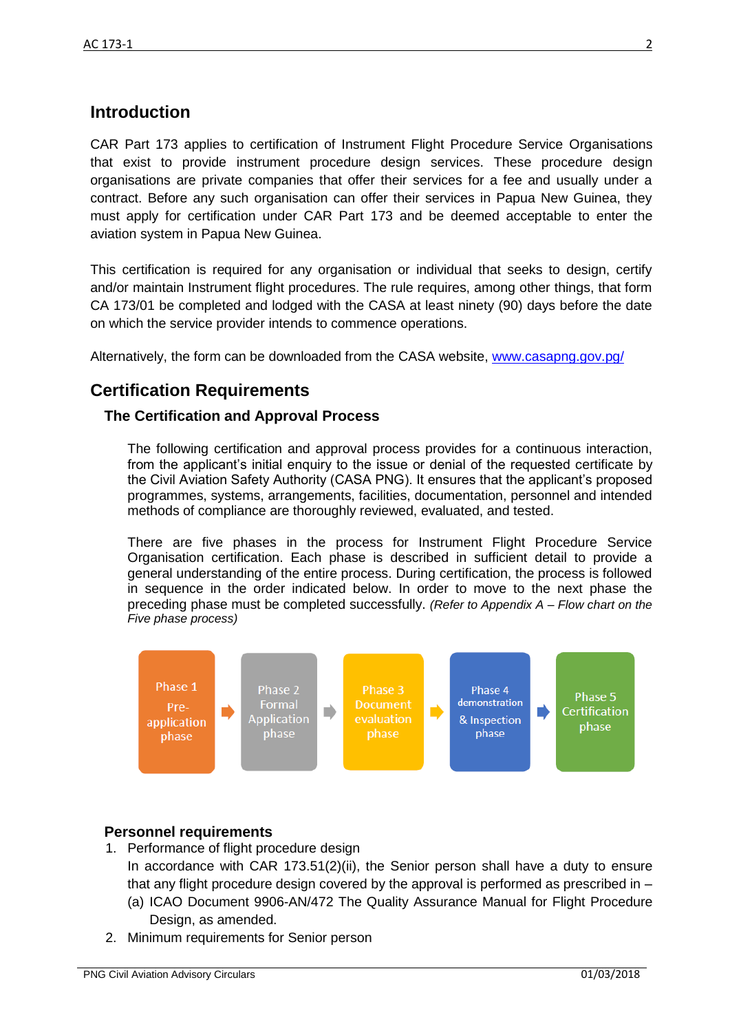## Introduction

CAR Part 173 applies to certification of Instrument Flight Procedure Service Organisations that exist to provide instrument procedure design services. These procedure design organisations are private companies that offer their services for a fee and usually under a contract. Before any such organisation can offer their services in Papua New Guinea, they must apply for certification under CAR Part 173 and be deemed acceptable to enter the aviation system in Papua New Guinea.

This certification is required for any organisation or individual that seeks to design, certify and/or maintain Instrument flight procedures. The rule requires, among other things, that form CA 173/01 be completed and lodged with the CASA at least ninety (90) days before the date on which the service provider intends to commence operations.

Alternatively, the form can be downloaded from the CASA website, [www.casapng.gov.pg/](www.casapng.gov.pg/)

## Certification Requirements

### The Certification and Approval Process

The following certification and approval process provides for a continuous interaction, from the applicant's initial enquiry to the issue or denial of the requested certificate by the Civil Aviation Safety Authority (CASA PNG). It ensures that the applicant's proposed programmes, systems, arrangements, facilities, documentation, personnel and intended methods of compliance are thoroughly reviewed, evaluated, and tested.

There are five phases in the process for Instrument Flight Procedure Service Organisation certification. Each phase is described in sufficient detail to provide a general understanding of the entire process. During certification, the process is followed in sequence in the order indicated below. In order to move to the next phase the preceding phase must be completed successfully. *(Refer to Appendix A – Flow chart on the Five phase process)*

Phase 1 Pre-application phase → Phase 2 Formal Application phase → Phase 3 Document evaluation phase → Phase 4 demonstration & Inspection phase → Phase 5 Certification phase

### Personnel requirements

1. Performance of flight procedure design

   In accordance with CAR 173.51(2)(ii), the Senior person shall have a duty to ensure that any flight procedure design covered by the approval is performed as prescribed in –

   (a) ICAO Document 9906-AN/472 The Quality Assurance Manual for Flight Procedure Design, as amended.

2. Minimum requirements for Senior person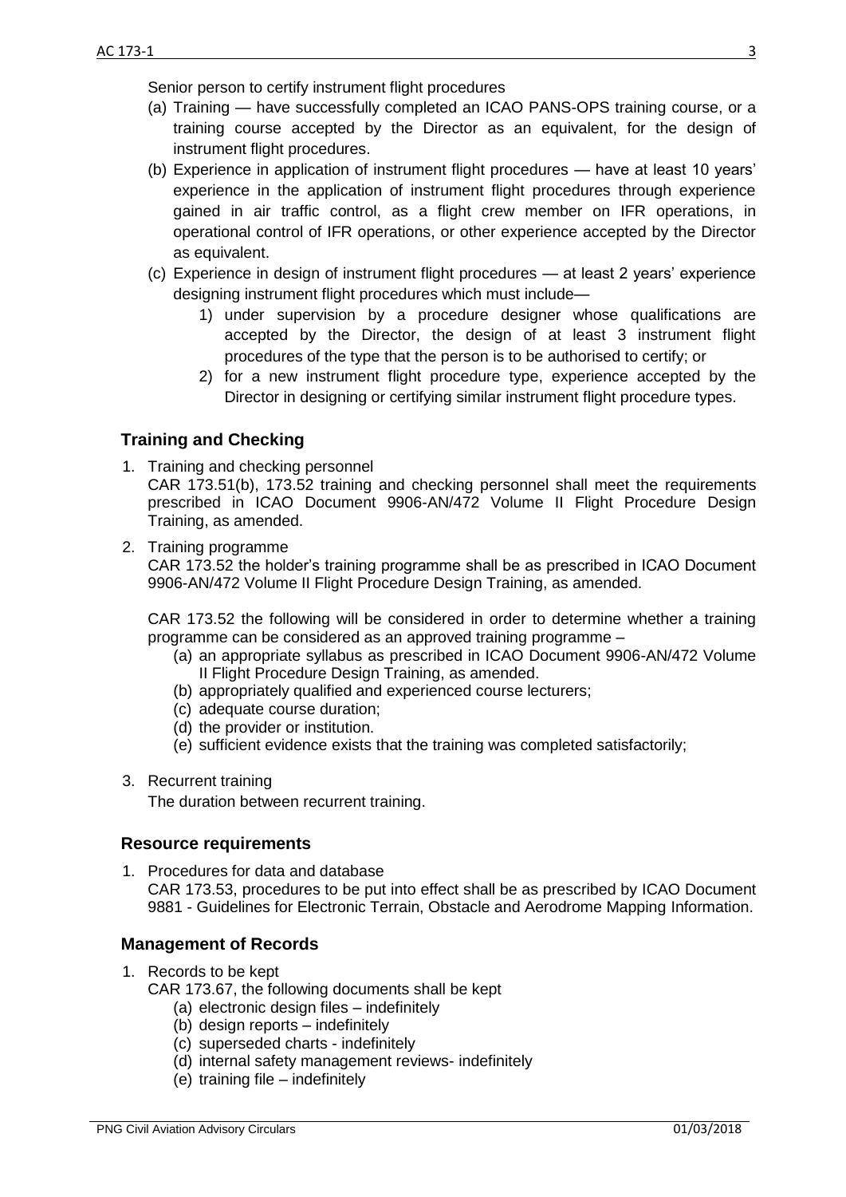Senior person to certify instrument flight procedures

(a) Training — have successfully completed an ICAO PANS-OPS training course, or a training course accepted by the Director as an equivalent, for the design of instrument flight procedures.

(b) Experience in application of instrument flight procedures — have at least 10 years' experience in the application of instrument flight procedures through experience gained in air traffic control, as a flight crew member on IFR operations, in operational control of IFR operations, or other experience accepted by the Director as equivalent.

(c) Experience in design of instrument flight procedures — at least 2 years' experience designing instrument flight procedures which must include—

1) under supervision by a procedure designer whose qualifications are accepted by the Director, the design of at least 3 instrument flight procedures of the type that the person is to be authorised to certify; or
2) for a new instrument flight procedure type, experience accepted by the Director in designing or certifying similar instrument flight procedure types.

## Training and Checking

1. Training and checking personnel

   CAR 173.51(b), 173.52 training and checking personnel shall meet the requirements prescribed in ICAO Document 9906-AN/472 Volume II Flight Procedure Design Training, as amended.

2. Training programme

   CAR 173.52 the holder's training programme shall be as prescribed in ICAO Document 9906-AN/472 Volume II Flight Procedure Design Training, as amended.

   CAR 173.52 the following will be considered in order to determine whether a training programme can be considered as an approved training programme –

   (a) an appropriate syllabus as prescribed in ICAO Document 9906-AN/472 Volume II Flight Procedure Design Training, as amended.
   (b) appropriately qualified and experienced course lecturers;
   (c) adequate course duration;
   (d) the provider or institution.
   (e) sufficient evidence exists that the training was completed satisfactorily;

3. Recurrent training

   The duration between recurrent training.

## Resource requirements

1. Procedures for data and database

   CAR 173.53, procedures to be put into effect shall be as prescribed by ICAO Document 9881 - Guidelines for Electronic Terrain, Obstacle and Aerodrome Mapping Information.

## Management of Records

1. Records to be kept

   CAR 173.67, the following documents shall be kept

   (a) electronic design files – indefinitely
   (b) design reports – indefinitely
   (c) superseded charts - indefinitely
   (d) internal safety management reviews- indefinitely
   (e) training file – indefinitely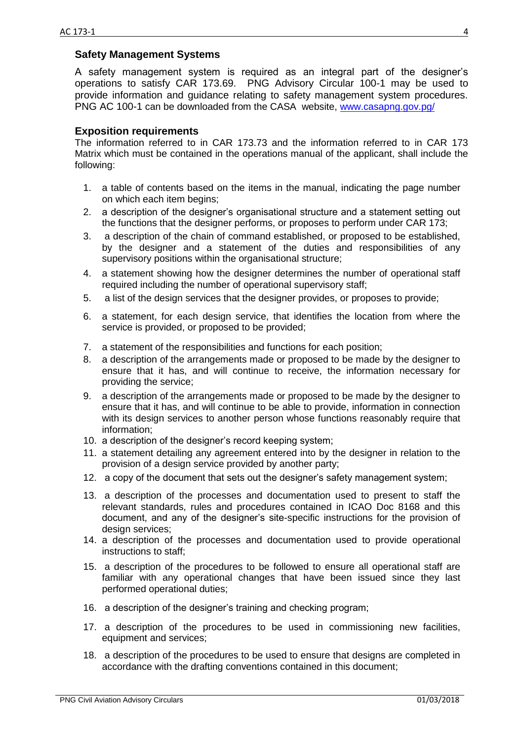## Safety Management Systems

A safety management system is required as an integral part of the designer's operations to satisfy CAR 173.69. PNG Advisory Circular 100-1 may be used to provide information and guidance relating to safety management system procedures. PNG AC 100-1 can be downloaded from the CASA website, [www.casapng.gov.pg/](www.casapng.gov.pg/)

## Exposition requirements

The information referred to in CAR 173.73 and the information referred to in CAR 173 Matrix which must be contained in the operations manual of the applicant, shall include the following:

1. a table of contents based on the items in the manual, indicating the page number on which each item begins;
2. a description of the designer's organisational structure and a statement setting out the functions that the designer performs, or proposes to perform under CAR 173;
3. a description of the chain of command established, or proposed to be established, by the designer and a statement of the duties and responsibilities of any supervisory positions within the organisational structure;
4. a statement showing how the designer determines the number of operational staff required including the number of operational supervisory staff;
5. a list of the design services that the designer provides, or proposes to provide;
6. a statement, for each design service, that identifies the location from where the service is provided, or proposed to be provided;
7. a statement of the responsibilities and functions for each position;
8. a description of the arrangements made or proposed to be made by the designer to ensure that it has, and will continue to receive, the information necessary for providing the service;
9. a description of the arrangements made or proposed to be made by the designer to ensure that it has, and will continue to be able to provide, information in connection with its design services to another person whose functions reasonably require that information;
10. a description of the designer's record keeping system;
11. a statement detailing any agreement entered into by the designer in relation to the provision of a design service provided by another party;
12. a copy of the document that sets out the designer's safety management system;
13. a description of the processes and documentation used to present to staff the relevant standards, rules and procedures contained in ICAO Doc 8168 and this document, and any of the designer's site-specific instructions for the provision of design services;
14. a description of the processes and documentation used to provide operational instructions to staff;
15. a description of the procedures to be followed to ensure all operational staff are familiar with any operational changes that have been issued since they last performed operational duties;
16. a description of the designer's training and checking program;
17. a description of the procedures to be used in commissioning new facilities, equipment and services;
18. a description of the procedures to be used to ensure that designs are completed in accordance with the drafting conventions contained in this document;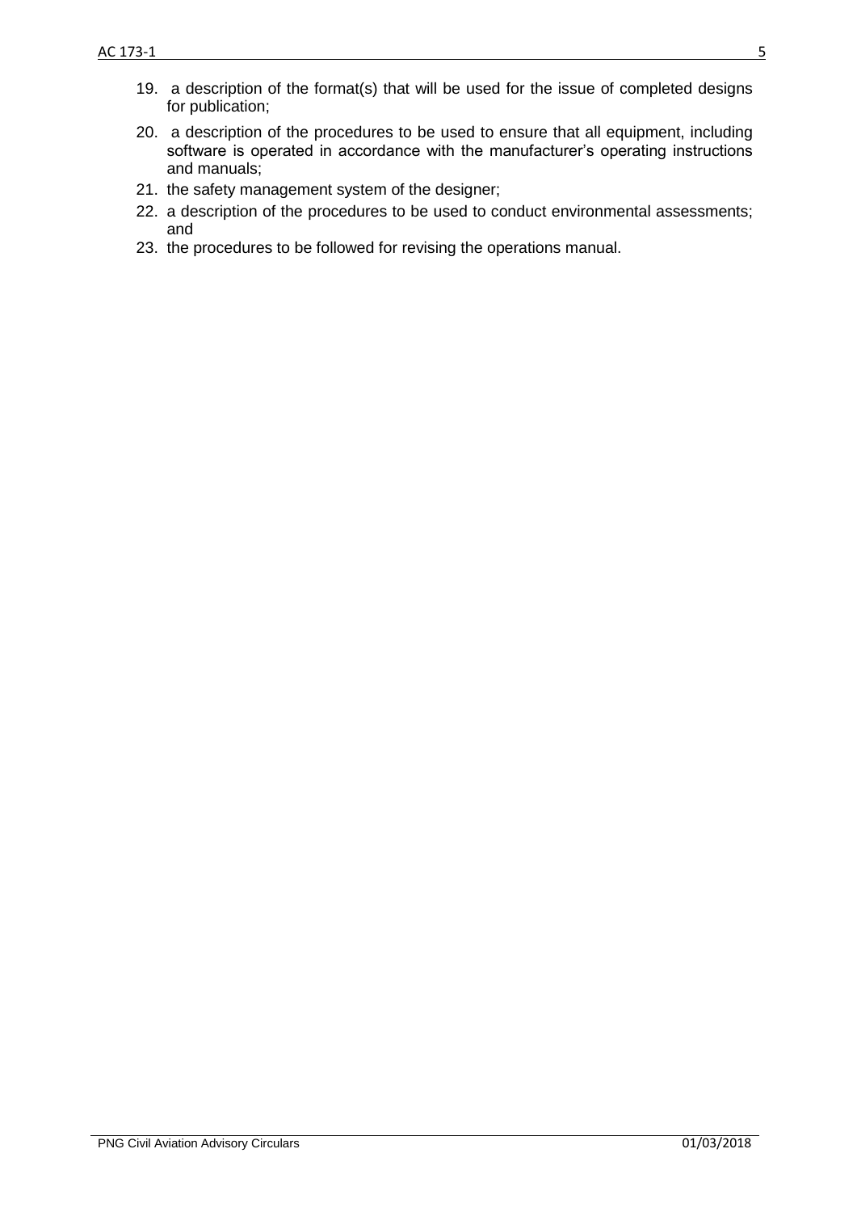19. a description of the format(s) that will be used for the issue of completed designs for publication;
20. a description of the procedures to be used to ensure that all equipment, including software is operated in accordance with the manufacturer's operating instructions and manuals;
21. the safety management system of the designer;
22. a description of the procedures to be used to conduct environmental assessments; and
23. the procedures to be followed for revising the operations manual.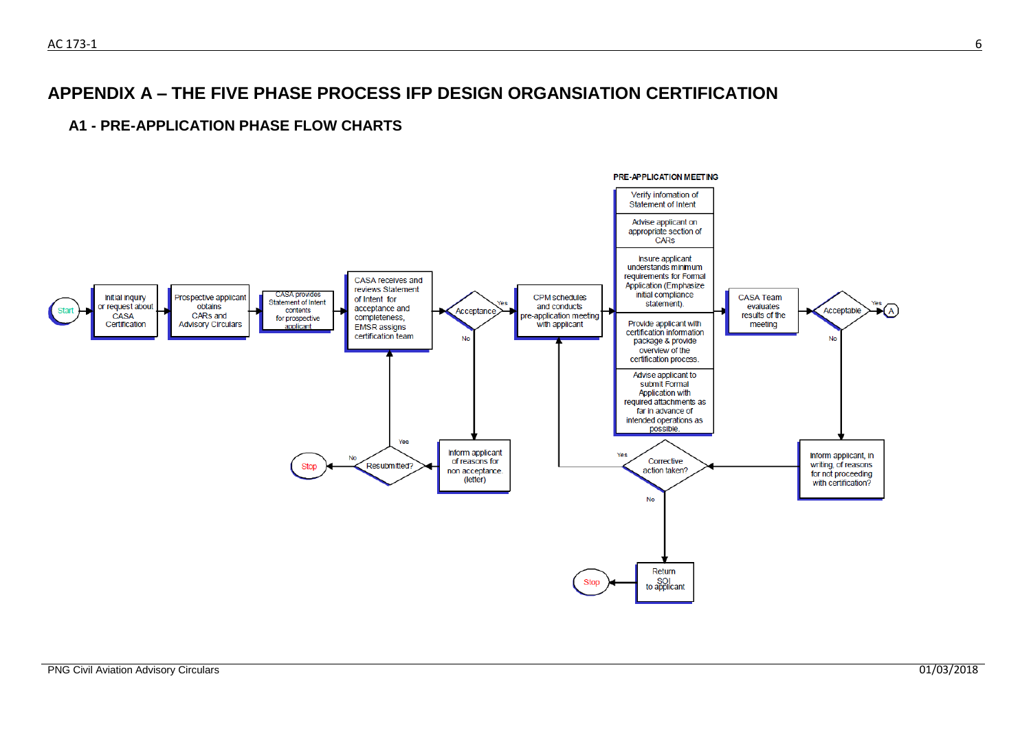# APPENDIX A – THE FIVE PHASE PROCESS IFP DESIGN ORGANSIATION CERTIFICATION

## A1 - PRE-APPLICATION PHASE FLOW CHARTS

Start → Initial inquiry or request about CASA Certification → Prospective applicant obtains CARs and Advisory Circulars → CASA provides Statement of Intent contents for prospective applicant → CASA receives and reviews Statement of Intent for acceptance and completeness, EMSR assigns certification team → Acceptance?

- Acceptance – Yes → CPM schedules and conducts pre-application meeting with applicant → PRE-APPLICATION MEETING
- Acceptance – No → Inform applicant of reasons for non acceptance. (letter) → Resubmitted?
  - Resubmitted? – Yes → CASA receives and reviews Statement of Intent for acceptance and completeness, EMSR assigns certification team
  - Resubmitted? – No → Stop

**PRE-APPLICATION MEETING**

- Verify infomation of Statement of Intent
- Advise applicant on appropriate section of CARs
- Insure applicant understands minimum requirements for Formal Application (Emphasize initial compliance statement).
- Provide applicant with certification information package & provide overview of the certification process.
- Advise applicant to submit Formal Application with required attachments as far in advance of intended operations as possible.

PRE-APPLICATION MEETING → CASA Team evaluates results of the meeting → Acceptable?

- Acceptable – Yes → A
- Acceptable – No → Inform applicant, in writing, of reasons for not proceeding with certification? → Corrective action taken?
  - Corrective action taken? – Yes → CPM schedules and conducts pre-application meeting with applicant
  - Corrective action taken? – No → Return SOI to applicant → Stop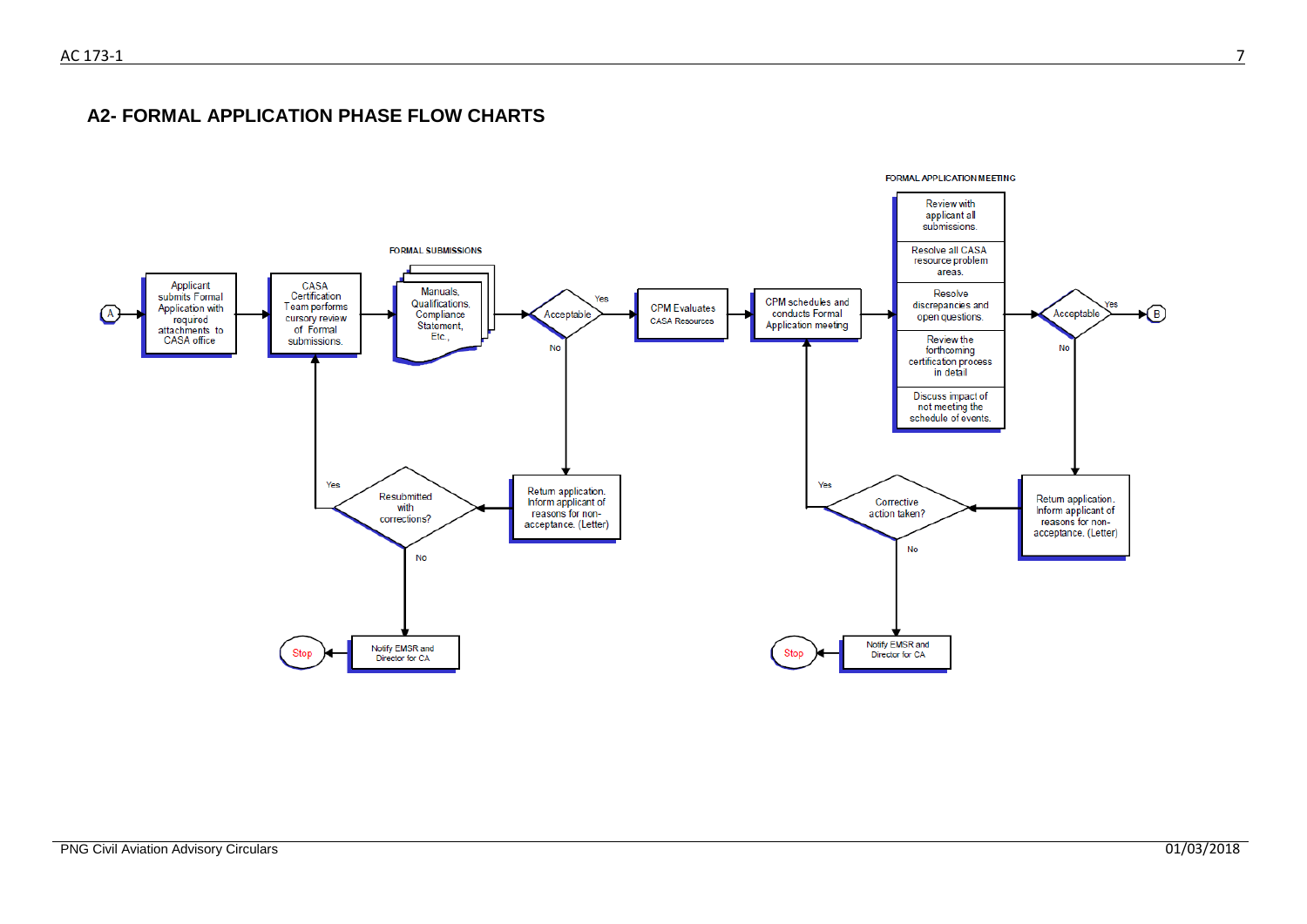## A2- FORMAL APPLICATION PHASE FLOW CHARTS

FORMAL SUBMISSIONS

FORMAL APPLICATION MEETING

A → Applicant submits Formal Application with required attachments to CASA office → CASA Certification Team performs cursory review of Formal submissions. → Manuals, Qualifications, Compliance Statement, Etc., → Acceptable

- Yes → CPM Evaluates CASA Resources → CPM schedules and conducts Formal Application meeting → FORMAL APPLICATION MEETING:
  - Review with applicant all submissions.
  - Resolve all CASA resource problem areas.
  - Resolve discrepancies and open questions.
  - Review the forthcoming certification process in detail
  - Discuss impact of not meeting the schedule of events.

  → Acceptable
  - Yes → B
  - No → Return application. Inform applicant of reasons for non-acceptance. (Letter) → Corrective action taken?
    - Yes → CPM schedules and conducts Formal Application meeting
    - No → Notify EMSR and Director for CA → Stop
- No → Return application. Inform applicant of reasons for non-acceptance. (Letter) → Resubmitted with corrections?
  - Yes → CASA Certification Team performs cursory review of Formal submissions.
  - No → Notify EMSR and Director for CA → Stop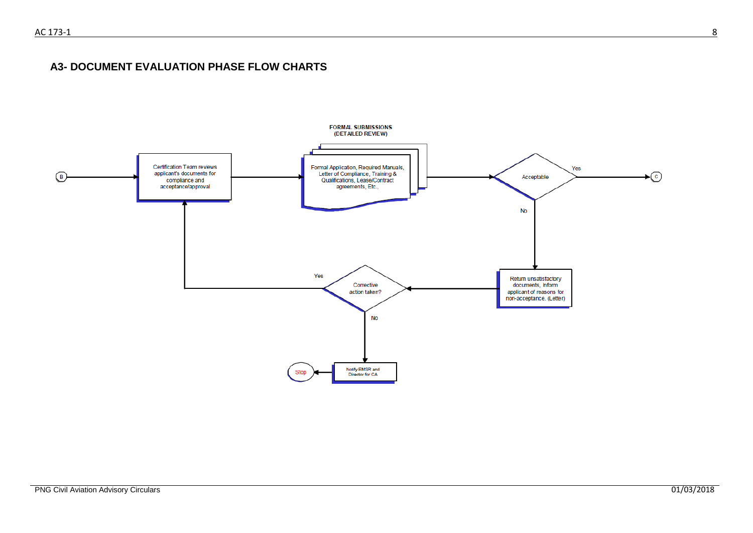## A3- DOCUMENT EVALUATION PHASE FLOW CHARTS

B

Certification Team reviews applicant's documents for compliance and acceptance/approval

FORMAL SUBMISSIONS
(DETAILED REVIEW)

Formal Application, Required Manuals, Letter of Compliance, Training & Qualifications, Lease/Contract agreements, Etc.,

Acceptable

Yes

C

No

Return unsatisfactory documents, inform applicant of reasons for non-acceptance. (Letter)

Corrective action taken?

Yes

No

Notify EMSR and Director for CA

Stop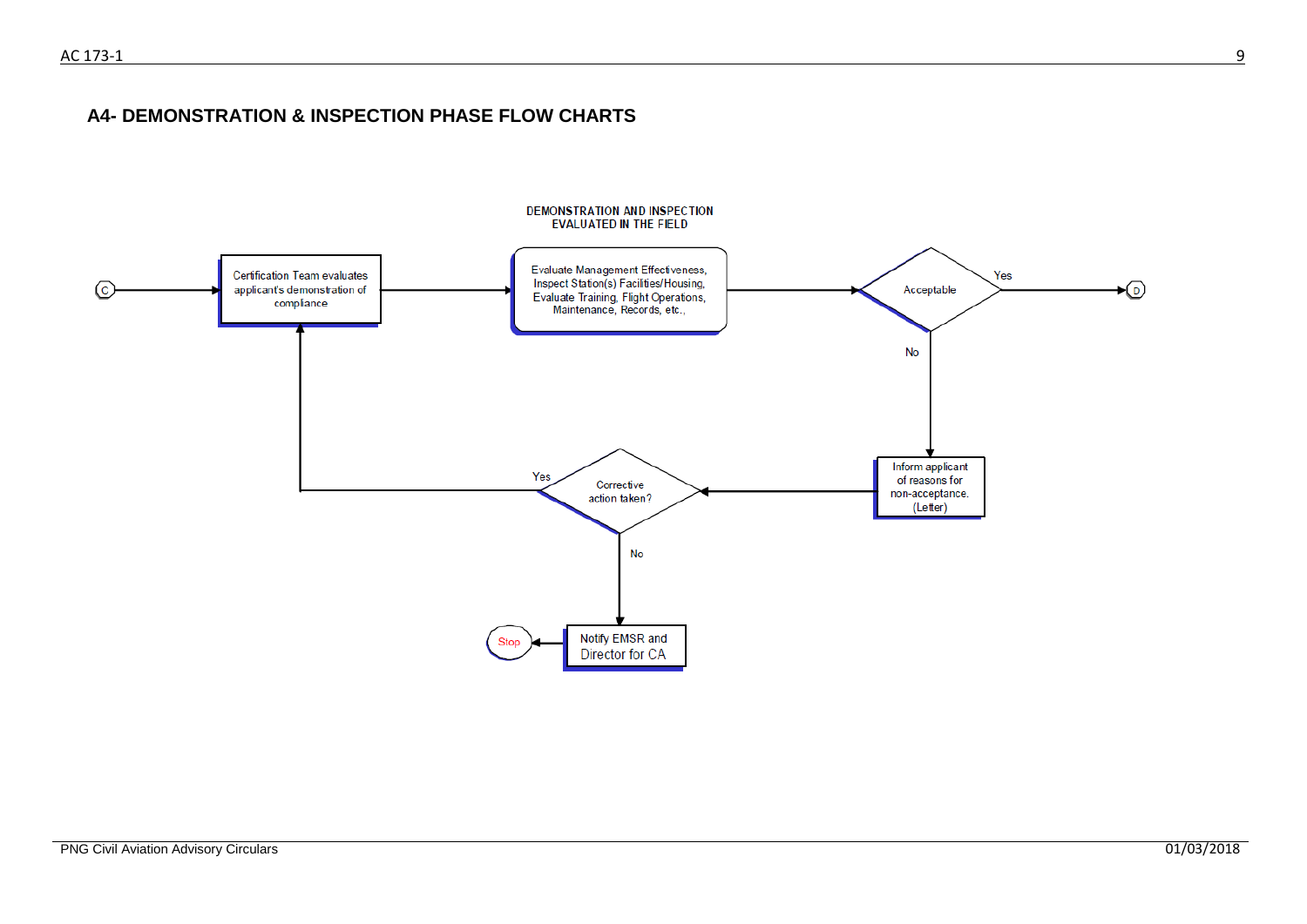## A4- DEMONSTRATION & INSPECTION PHASE FLOW CHARTS

DEMONSTRATION AND INSPECTION EVALUATED IN THE FIELD

C

Certification Team evaluates applicant's demonstration of compliance

Evaluate Management Effectiveness, Inspect Station(s) Facilities/Housing, Evaluate Training, Flight Operations, Maintenance, Records, etc.,

Acceptable

Yes

D

No

Inform applicant of reasons for non-acceptance. (Letter)

Corrective action taken?

Yes

No

Notify EMSR and Director for CA

Stop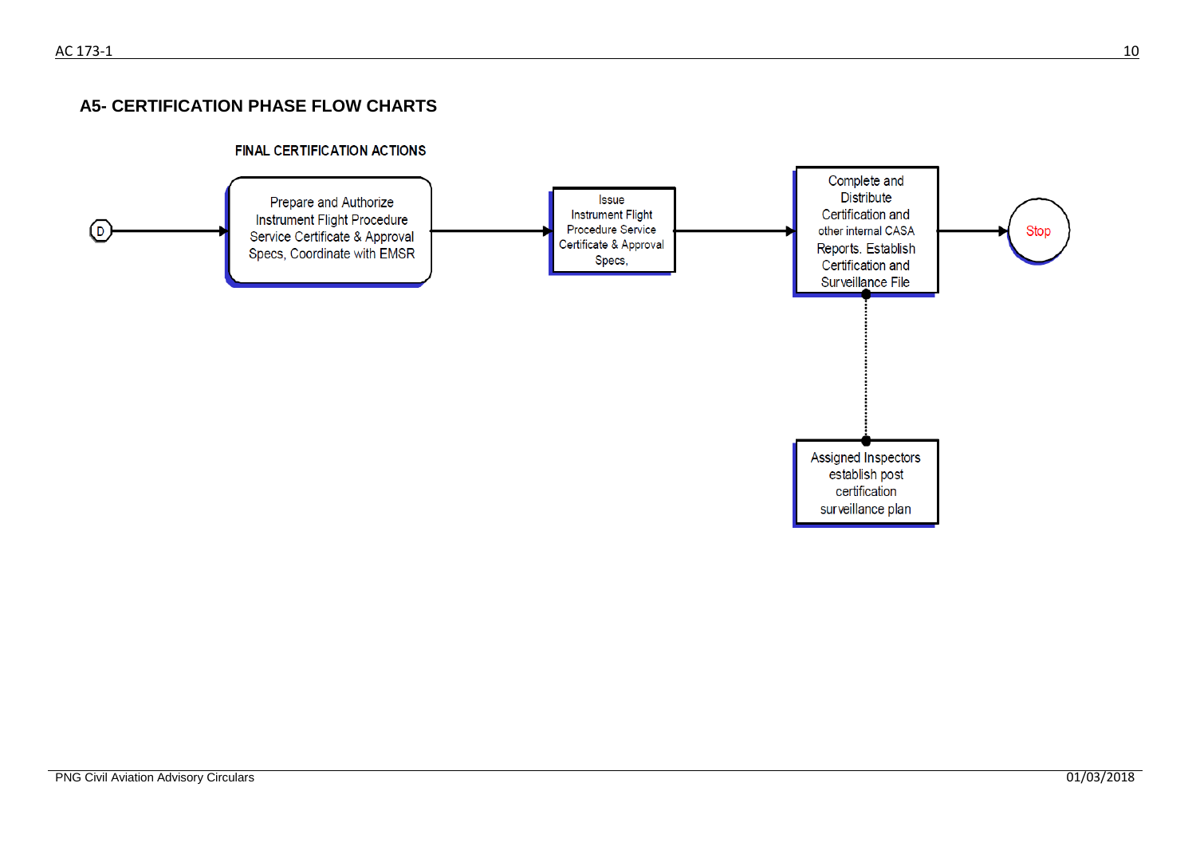## A5- CERTIFICATION PHASE FLOW CHARTS

FINAL CERTIFICATION ACTIONS

D

Prepare and Authorize Instrument Flight Procedure Service Certificate & Approval Specs, Coordinate with EMSR

Issue Instrument Flight Procedure Service Certificate & Approval Specs,

Complete and Distribute Certification and other internal CASA Reports. Establish Certification and Surveillance File

Stop

Assigned Inspectors establish post certification surveillance plan